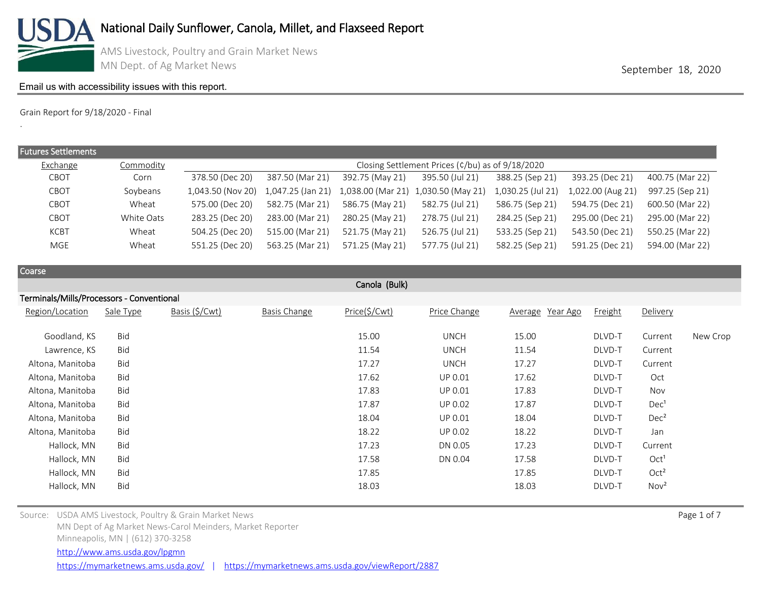# National Daily Sunflower, Canola, Millet, and Flaxseed Report

AMS Livestock, Poultry and Grain Market News
MN Dept. of Ag Market News

September 18, 2020

Email us with accessibility issues with this report.

Grain Report for 9/18/2020 - Final

.

## Futures Settlements

| Exchange | Commodity | Closing Settlement Prices (¢/bu) as of 9/18/2020 | | | | | | |
|---|---|---|---|---|---|---|---|---|
| CBOT | Corn | 378.50 (Dec 20) | 387.50 (Mar 21) | 392.75 (May 21) | 395.50 (Jul 21) | 388.25 (Sep 21) | 393.25 (Dec 21) | 400.75 (Mar 22) |
| CBOT | Soybeans | 1,043.50 (Nov 20) | 1,047.25 (Jan 21) | 1,038.00 (Mar 21) | 1,030.50 (May 21) | 1,030.25 (Jul 21) | 1,022.00 (Aug 21) | 997.25 (Sep 21) |
| CBOT | Wheat | 575.00 (Dec 20) | 582.75 (Mar 21) | 586.75 (May 21) | 582.75 (Jul 21) | 586.75 (Sep 21) | 594.75 (Dec 21) | 600.50 (Mar 22) |
| CBOT | White Oats | 283.25 (Dec 20) | 283.00 (Mar 21) | 280.25 (May 21) | 278.75 (Jul 21) | 284.25 (Sep 21) | 295.00 (Dec 21) | 295.00 (Mar 22) |
| KCBT | Wheat | 504.25 (Dec 20) | 515.00 (Mar 21) | 521.75 (May 21) | 526.75 (Jul 21) | 533.25 (Sep 21) | 543.50 (Dec 21) | 550.25 (Mar 22) |
| MGE | Wheat | 551.25 (Dec 20) | 563.25 (Mar 21) | 571.25 (May 21) | 577.75 (Jul 21) | 582.25 (Sep 21) | 591.25 (Dec 21) | 594.00 (Mar 22) |

## Coarse

### Canola (Bulk)

#### Terminals/Mills/Processors - Conventional

| Region/Location | Sale Type | Basis ($/Cwt) | Basis Change | Price($/Cwt) | Price Change | Average | Year Ago | Freight | Delivery | |
|---|---|---|---|---|---|---|---|---|---|---|
| Goodland, KS | Bid | | | 15.00 | UNCH | 15.00 | | DLVD-T | Current | New Crop |
| Lawrence, KS | Bid | | | 11.54 | UNCH | 11.54 | | DLVD-T | Current | |
| Altona, Manitoba | Bid | | | 17.27 | UNCH | 17.27 | | DLVD-T | Current | |
| Altona, Manitoba | Bid | | | 17.62 | UP 0.01 | 17.62 | | DLVD-T | Oct | |
| Altona, Manitoba | Bid | | | 17.83 | UP 0.01 | 17.83 | | DLVD-T | Nov | |
| Altona, Manitoba | Bid | | | 17.87 | UP 0.02 | 17.87 | | DLVD-T | Dec[1] | |
| Altona, Manitoba | Bid | | | 18.04 | UP 0.01 | 18.04 | | DLVD-T | Dec[2] | |
| Altona, Manitoba | Bid | | | 18.22 | UP 0.02 | 18.22 | | DLVD-T | Jan | |
| Hallock, MN | Bid | | | 17.23 | DN 0.05 | 17.23 | | DLVD-T | Current | |
| Hallock, MN | Bid | | | 17.58 | DN 0.04 | 17.58 | | DLVD-T | Oct[1] | |
| Hallock, MN | Bid | | | 17.85 | | 17.85 | | DLVD-T | Oct[2] | |
| Hallock, MN | Bid | | | 18.03 | | 18.03 | | DLVD-T | Nov[2] | |

Source: USDA AMS Livestock, Poultry & Grain Market News
MN Dept of Ag Market News-Carol Meinders, Market Reporter
Minneapolis, MN | (612) 370-3258
http://www.ams.usda.gov/lpgmn
https://mymarketnews.ams.usda.gov/ | https://mymarketnews.ams.usda.gov/viewReport/2887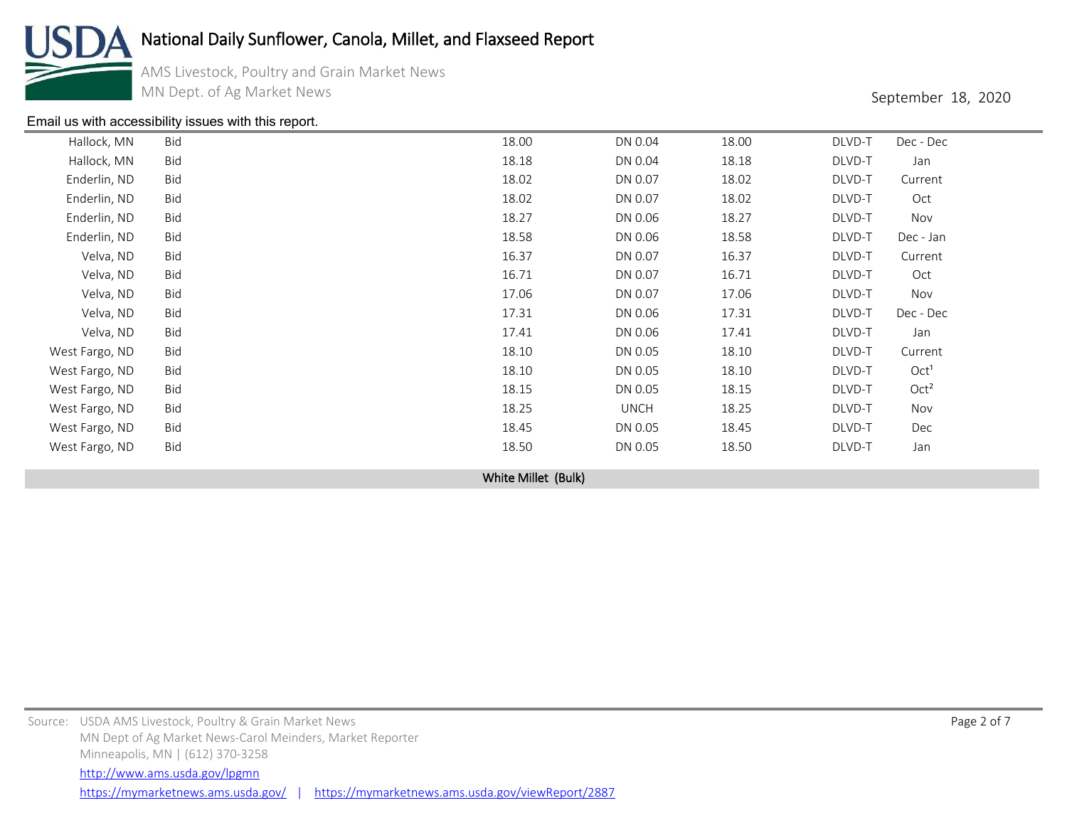| | | | | | | |
|---|---|---|---|---|---|---|
| Hallock, MN | Bid | 18.00 | DN 0.04 | 18.00 | DLVD-T | Dec - Dec |
| Hallock, MN | Bid | 18.18 | DN 0.04 | 18.18 | DLVD-T | Jan |
| Enderlin, ND | Bid | 18.02 | DN 0.07 | 18.02 | DLVD-T | Current |
| Enderlin, ND | Bid | 18.02 | DN 0.07 | 18.02 | DLVD-T | Oct |
| Enderlin, ND | Bid | 18.27 | DN 0.06 | 18.27 | DLVD-T | Nov |
| Enderlin, ND | Bid | 18.58 | DN 0.06 | 18.58 | DLVD-T | Dec - Jan |
| Velva, ND | Bid | 16.37 | DN 0.07 | 16.37 | DLVD-T | Current |
| Velva, ND | Bid | 16.71 | DN 0.07 | 16.71 | DLVD-T | Oct |
| Velva, ND | Bid | 17.06 | DN 0.07 | 17.06 | DLVD-T | Nov |
| Velva, ND | Bid | 17.31 | DN 0.06 | 17.31 | DLVD-T | Dec - Dec |
| Velva, ND | Bid | 17.41 | DN 0.06 | 17.41 | DLVD-T | Jan |
| West Fargo, ND | Bid | 18.10 | DN 0.05 | 18.10 | DLVD-T | Current |
| West Fargo, ND | Bid | 18.10 | DN 0.05 | 18.10 | DLVD-T | Oct[1] |
| West Fargo, ND | Bid | 18.15 | DN 0.05 | 18.15 | DLVD-T | Oct[2] |
| West Fargo, ND | Bid | 18.25 | UNCH | 18.25 | DLVD-T | Nov |
| West Fargo, ND | Bid | 18.45 | DN 0.05 | 18.45 | DLVD-T | Dec |
| West Fargo, ND | Bid | 18.50 | DN 0.05 | 18.50 | DLVD-T | Jan |

## White Millet (Bulk)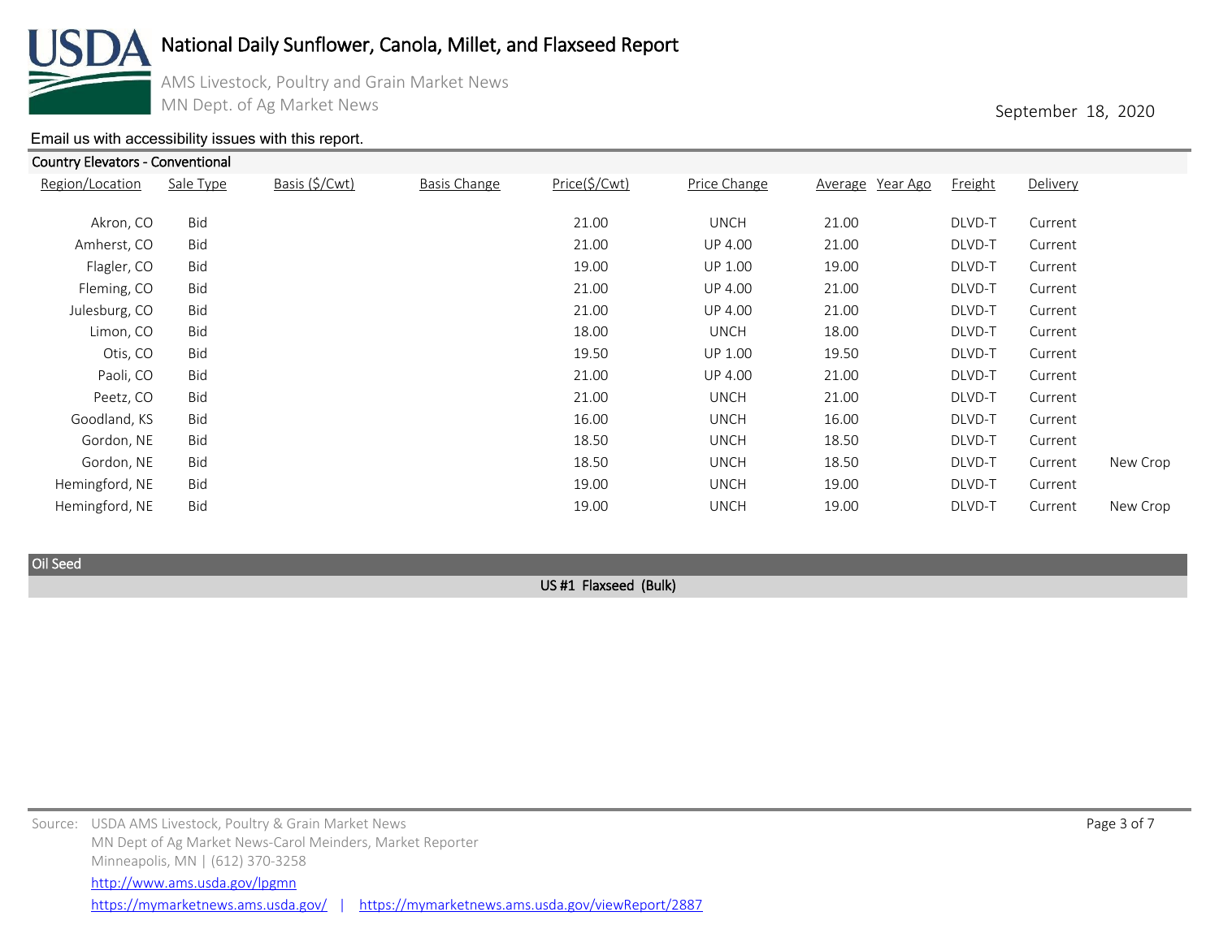# National Daily Sunflower, Canola, Millet, and Flaxseed Report

AMS Livestock, Poultry and Grain Market News
MN Dept. of Ag Market News

September 18, 2020

Email us with accessibility issues with this report.

## Country Elevators - Conventional

| Region/Location | Sale Type | Basis ($/Cwt) | Basis Change | Price($/Cwt) | Price Change | Average | Year Ago | Freight | Delivery | |
|---|---|---|---|---|---|---|---|---|---|---|
| Akron, CO | Bid | | | 21.00 | UNCH | 21.00 | | DLVD-T | Current | |
| Amherst, CO | Bid | | | 21.00 | UP 4.00 | 21.00 | | DLVD-T | Current | |
| Flagler, CO | Bid | | | 19.00 | UP 1.00 | 19.00 | | DLVD-T | Current | |
| Fleming, CO | Bid | | | 21.00 | UP 4.00 | 21.00 | | DLVD-T | Current | |
| Julesburg, CO | Bid | | | 21.00 | UP 4.00 | 21.00 | | DLVD-T | Current | |
| Limon, CO | Bid | | | 18.00 | UNCH | 18.00 | | DLVD-T | Current | |
| Otis, CO | Bid | | | 19.50 | UP 1.00 | 19.50 | | DLVD-T | Current | |
| Paoli, CO | Bid | | | 21.00 | UP 4.00 | 21.00 | | DLVD-T | Current | |
| Peetz, CO | Bid | | | 21.00 | UNCH | 21.00 | | DLVD-T | Current | |
| Goodland, KS | Bid | | | 16.00 | UNCH | 16.00 | | DLVD-T | Current | |
| Gordon, NE | Bid | | | 18.50 | UNCH | 18.50 | | DLVD-T | Current | |
| Gordon, NE | Bid | | | 18.50 | UNCH | 18.50 | | DLVD-T | Current | New Crop |
| Hemingford, NE | Bid | | | 19.00 | UNCH | 19.00 | | DLVD-T | Current | |
| Hemingford, NE | Bid | | | 19.00 | UNCH | 19.00 | | DLVD-T | Current | New Crop |

## Oil Seed

### US #1 Flaxseed (Bulk)

Source: USDA AMS Livestock, Poultry & Grain Market News
MN Dept of Ag Market News-Carol Meinders, Market Reporter
Minneapolis, MN | (612) 370-3258
http://www.ams.usda.gov/lpgmn
https://mymarketnews.ams.usda.gov/ | https://mymarketnews.ams.usda.gov/viewReport/2887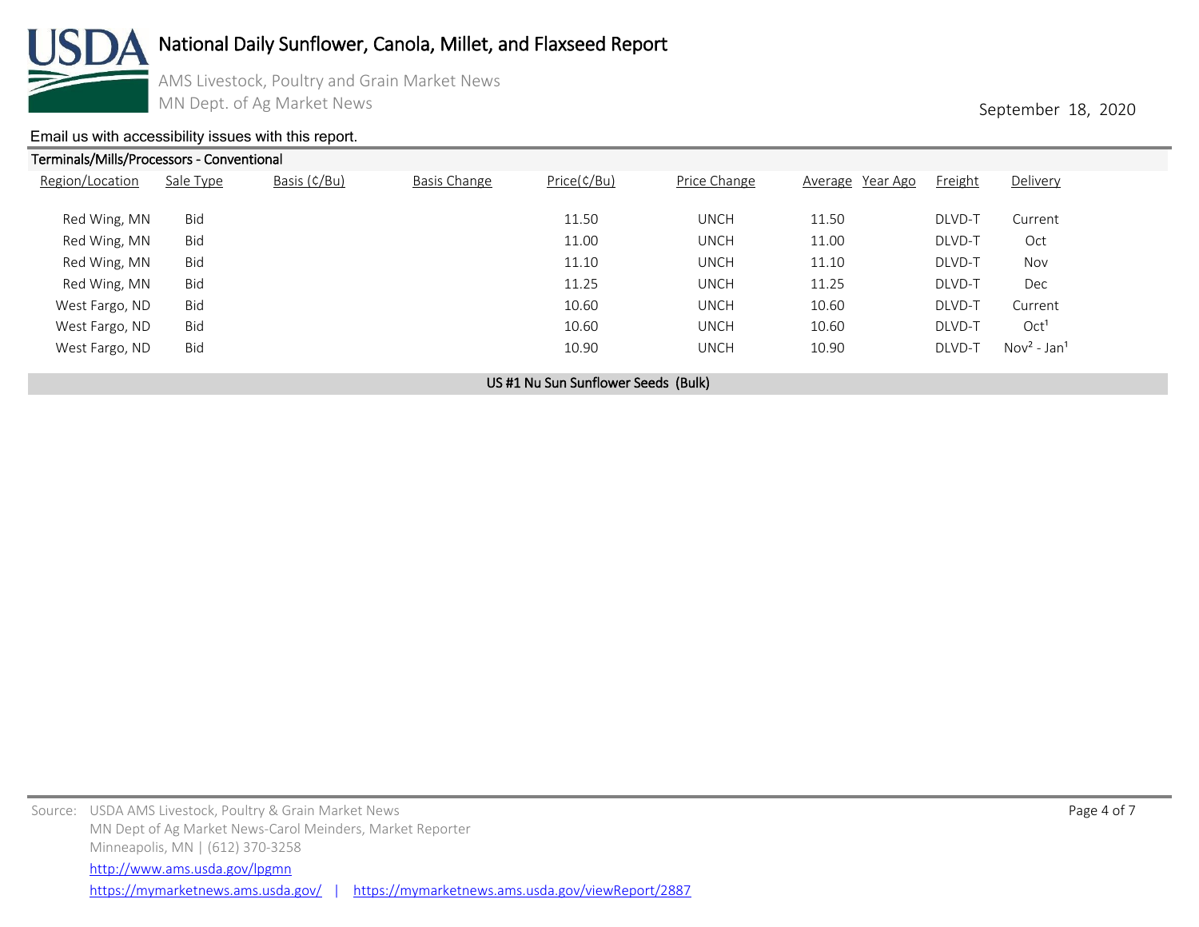Email us with accessibility issues with this report.

## Terminals/Mills/Processors - Conventional

| Region/Location | Sale Type | Basis (¢/Bu) | Basis Change | Price(¢/Bu) | Price Change | Average | Year Ago | Freight | Delivery |
|---|---|---|---|---|---|---|---|---|---|
| Red Wing, MN | Bid | | | 11.50 | UNCH | 11.50 | | DLVD-T | Current |
| Red Wing, MN | Bid | | | 11.00 | UNCH | 11.00 | | DLVD-T | Oct |
| Red Wing, MN | Bid | | | 11.10 | UNCH | 11.10 | | DLVD-T | Nov |
| Red Wing, MN | Bid | | | 11.25 | UNCH | 11.25 | | DLVD-T | Dec |
| West Fargo, ND | Bid | | | 10.60 | UNCH | 10.60 | | DLVD-T | Current |
| West Fargo, ND | Bid | | | 10.60 | UNCH | 10.60 | | DLVD-T | Oct[1] |
| West Fargo, ND | Bid | | | 10.90 | UNCH | 10.90 | | DLVD-T | Nov[2] - Jan[1] |

US #1 Nu Sun Sunflower Seeds (Bulk)

Source: USDA AMS Livestock, Poultry & Grain Market News
MN Dept of Ag Market News-Carol Meinders, Market Reporter
Minneapolis, MN | (612) 370-3258
http://www.ams.usda.gov/lpgmn
https://mymarketnews.ams.usda.gov/ | https://mymarketnews.ams.usda.gov/viewReport/2887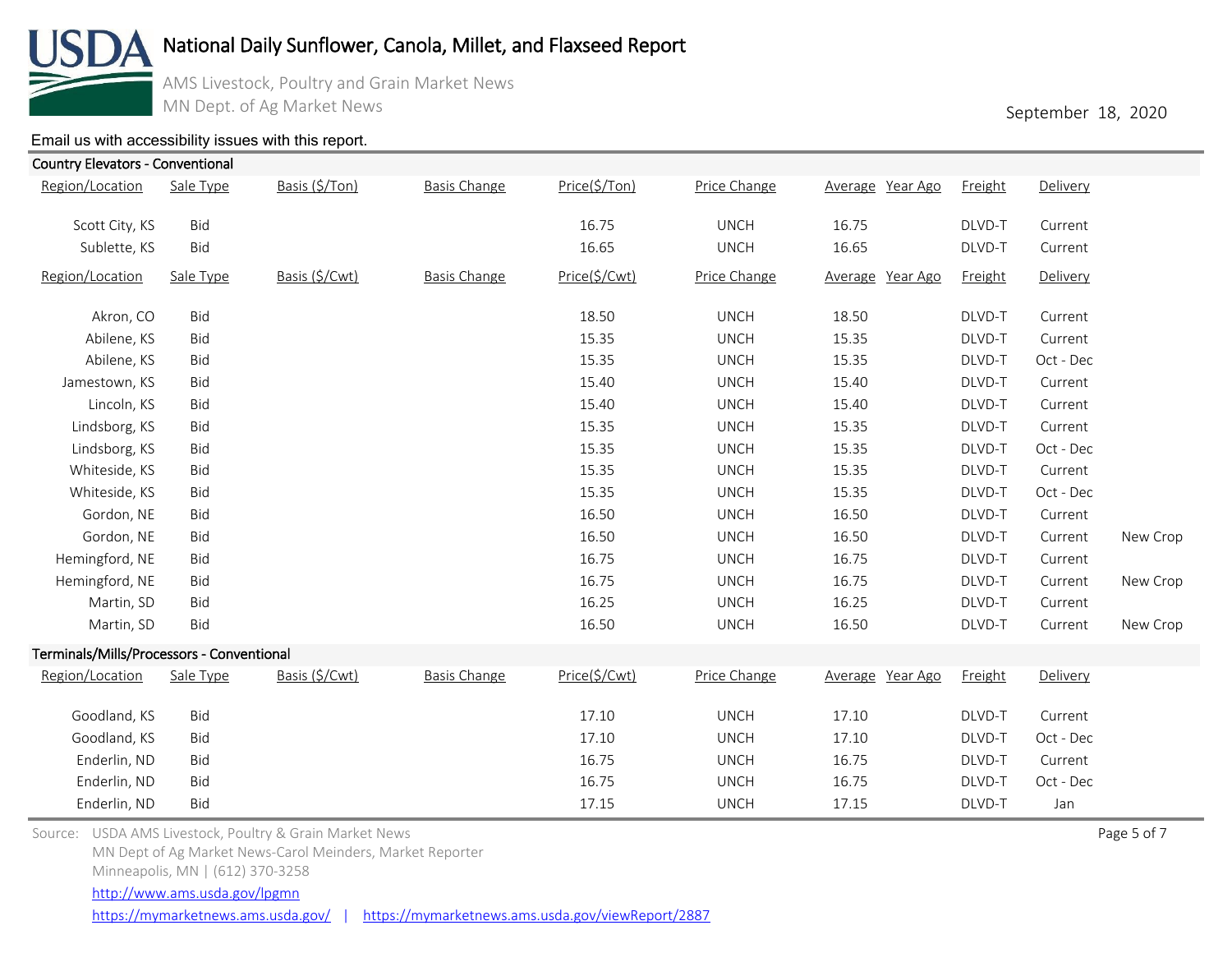# National Daily Sunflower, Canola, Millet, and Flaxseed Report

AMS Livestock, Poultry and Grain Market News
MN Dept. of Ag Market News

September 18, 2020

Email us with accessibility issues with this report.

## Country Elevators - Conventional

| Region/Location | Sale Type | Basis ($/Ton) | Basis Change | Price($/Ton) | Price Change | Average | Year Ago | Freight | Delivery | |
|---|---|---|---|---|---|---|---|---|---|---|
| Scott City, KS | Bid | | | 16.75 | UNCH | 16.75 | | DLVD-T | Current | |
| Sublette, KS | Bid | | | 16.65 | UNCH | 16.65 | | DLVD-T | Current | |

| Region/Location | Sale Type | Basis ($/Cwt) | Basis Change | Price($/Cwt) | Price Change | Average | Year Ago | Freight | Delivery | |
|---|---|---|---|---|---|---|---|---|---|---|
| Akron, CO | Bid | | | 18.50 | UNCH | 18.50 | | DLVD-T | Current | |
| Abilene, KS | Bid | | | 15.35 | UNCH | 15.35 | | DLVD-T | Current | |
| Abilene, KS | Bid | | | 15.35 | UNCH | 15.35 | | DLVD-T | Oct - Dec | |
| Jamestown, KS | Bid | | | 15.40 | UNCH | 15.40 | | DLVD-T | Current | |
| Lincoln, KS | Bid | | | 15.40 | UNCH | 15.40 | | DLVD-T | Current | |
| Lindsborg, KS | Bid | | | 15.35 | UNCH | 15.35 | | DLVD-T | Current | |
| Lindsborg, KS | Bid | | | 15.35 | UNCH | 15.35 | | DLVD-T | Oct - Dec | |
| Whiteside, KS | Bid | | | 15.35 | UNCH | 15.35 | | DLVD-T | Current | |
| Whiteside, KS | Bid | | | 15.35 | UNCH | 15.35 | | DLVD-T | Oct - Dec | |
| Gordon, NE | Bid | | | 16.50 | UNCH | 16.50 | | DLVD-T | Current | |
| Gordon, NE | Bid | | | 16.50 | UNCH | 16.50 | | DLVD-T | Current | New Crop |
| Hemingford, NE | Bid | | | 16.75 | UNCH | 16.75 | | DLVD-T | Current | |
| Hemingford, NE | Bid | | | 16.75 | UNCH | 16.75 | | DLVD-T | Current | New Crop |
| Martin, SD | Bid | | | 16.25 | UNCH | 16.25 | | DLVD-T | Current | |
| Martin, SD | Bid | | | 16.50 | UNCH | 16.50 | | DLVD-T | Current | New Crop |

## Terminals/Mills/Processors - Conventional

| Region/Location | Sale Type | Basis ($/Cwt) | Basis Change | Price($/Cwt) | Price Change | Average | Year Ago | Freight | Delivery |
|---|---|---|---|---|---|---|---|---|---|
| Goodland, KS | Bid | | | 17.10 | UNCH | 17.10 | | DLVD-T | Current |
| Goodland, KS | Bid | | | 17.10 | UNCH | 17.10 | | DLVD-T | Oct - Dec |
| Enderlin, ND | Bid | | | 16.75 | UNCH | 16.75 | | DLVD-T | Current |
| Enderlin, ND | Bid | | | 16.75 | UNCH | 16.75 | | DLVD-T | Oct - Dec |
| Enderlin, ND | Bid | | | 17.15 | UNCH | 17.15 | | DLVD-T | Jan |

Source: USDA AMS Livestock, Poultry & Grain Market News
MN Dept of Ag Market News-Carol Meinders, Market Reporter
Minneapolis, MN | (612) 370-3258
http://www.ams.usda.gov/lpgmn
https://mymarketnews.ams.usda.gov/ | https://mymarketnews.ams.usda.gov/viewReport/2887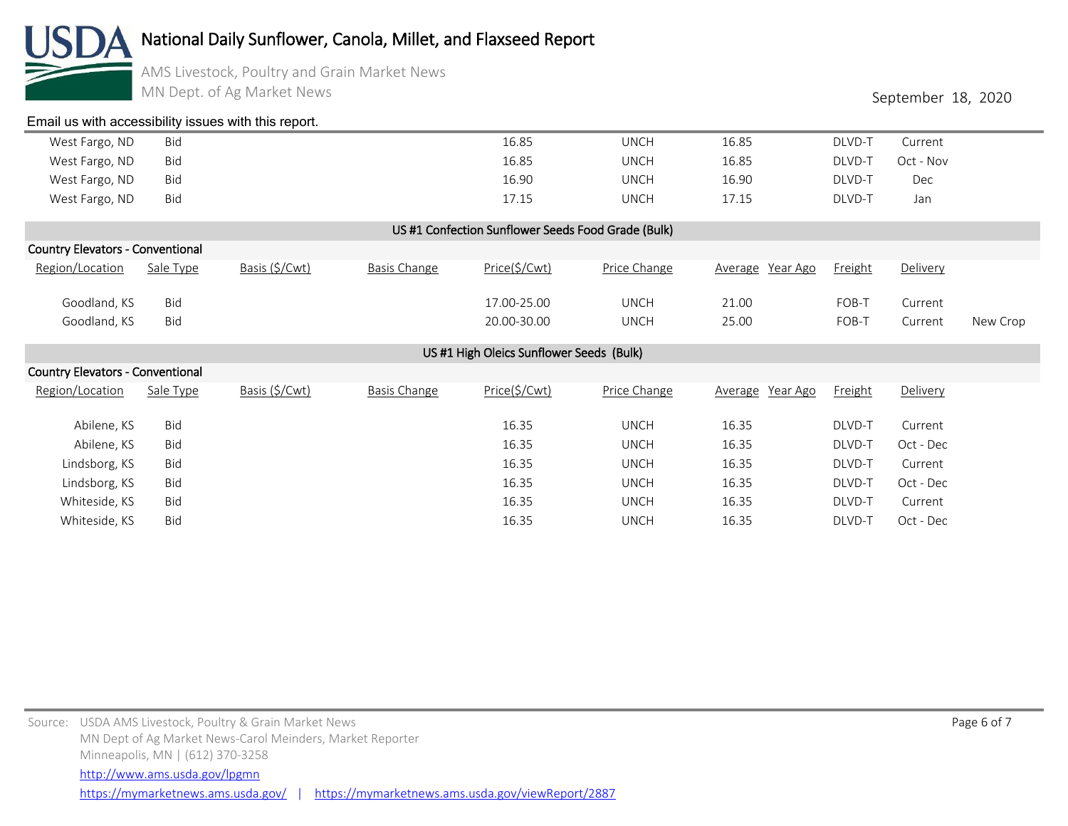| | | | | | | | | | |
|---|---|---|---|---|---|---|---|---|---|
| West Fargo, ND | Bid | | | 16.85 | UNCH | 16.85 | | DLVD-T | Current |
| West Fargo, ND | Bid | | | 16.85 | UNCH | 16.85 | | DLVD-T | Oct - Nov |
| West Fargo, ND | Bid | | | 16.90 | UNCH | 16.90 | | DLVD-T | Dec |
| West Fargo, ND | Bid | | | 17.15 | UNCH | 17.15 | | DLVD-T | Jan |

## US #1 Confection Sunflower Seeds Food Grade (Bulk)

### Country Elevators - Conventional

| Region/Location | Sale Type | Basis ($/Cwt) | Basis Change | Price($/Cwt) | Price Change | Average | Year Ago | Freight | Delivery | |
|---|---|---|---|---|---|---|---|---|---|---|
| Goodland, KS | Bid | | | 17.00-25.00 | UNCH | 21.00 | | FOB-T | Current | |
| Goodland, KS | Bid | | | 20.00-30.00 | UNCH | 25.00 | | FOB-T | Current | New Crop |

## US #1 High Oleics Sunflower Seeds (Bulk)

### Country Elevators - Conventional

| Region/Location | Sale Type | Basis ($/Cwt) | Basis Change | Price($/Cwt) | Price Change | Average | Year Ago | Freight | Delivery |
|---|---|---|---|---|---|---|---|---|---|
| Abilene, KS | Bid | | | 16.35 | UNCH | 16.35 | | DLVD-T | Current |
| Abilene, KS | Bid | | | 16.35 | UNCH | 16.35 | | DLVD-T | Oct - Dec |
| Lindsborg, KS | Bid | | | 16.35 | UNCH | 16.35 | | DLVD-T | Current |
| Lindsborg, KS | Bid | | | 16.35 | UNCH | 16.35 | | DLVD-T | Oct - Dec |
| Whiteside, KS | Bid | | | 16.35 | UNCH | 16.35 | | DLVD-T | Current |
| Whiteside, KS | Bid | | | 16.35 | UNCH | 16.35 | | DLVD-T | Oct - Dec |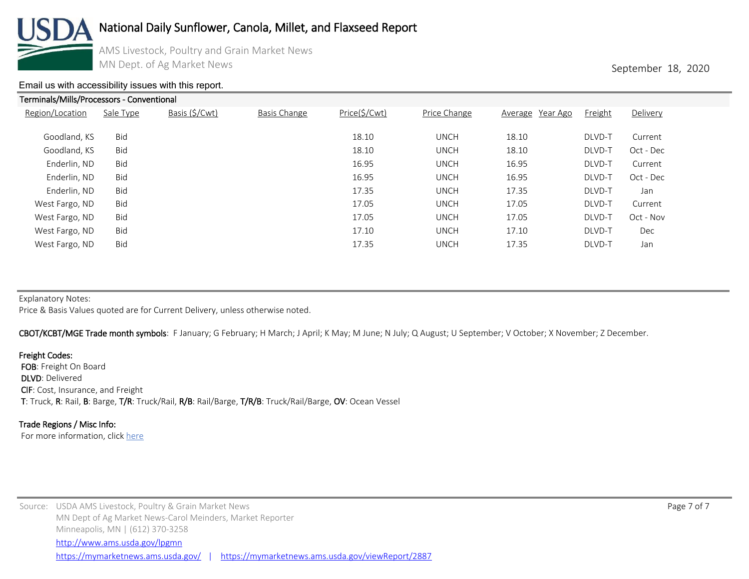# National Daily Sunflower, Canola, Millet, and Flaxseed Report

AMS Livestock, Poultry and Grain Market News
MN Dept. of Ag Market News

September 18, 2020

Email us with accessibility issues with this report.

**Terminals/Mills/Processors - Conventional**

| Region/Location | Sale Type | Basis ($/Cwt) | Basis Change | Price($/Cwt) | Price Change | Average | Year Ago | Freight | Delivery |
|---|---|---|---|---|---|---|---|---|---|
| Goodland, KS | Bid | | | 18.10 | UNCH | 18.10 | | DLVD-T | Current |
| Goodland, KS | Bid | | | 18.10 | UNCH | 18.10 | | DLVD-T | Oct - Dec |
| Enderlin, ND | Bid | | | 16.95 | UNCH | 16.95 | | DLVD-T | Current |
| Enderlin, ND | Bid | | | 16.95 | UNCH | 16.95 | | DLVD-T | Oct - Dec |
| Enderlin, ND | Bid | | | 17.35 | UNCH | 17.35 | | DLVD-T | Jan |
| West Fargo, ND | Bid | | | 17.05 | UNCH | 17.05 | | DLVD-T | Current |
| West Fargo, ND | Bid | | | 17.05 | UNCH | 17.05 | | DLVD-T | Oct - Nov |
| West Fargo, ND | Bid | | | 17.10 | UNCH | 17.10 | | DLVD-T | Dec |
| West Fargo, ND | Bid | | | 17.35 | UNCH | 17.35 | | DLVD-T | Jan |

Explanatory Notes:
Price & Basis Values quoted are for Current Delivery, unless otherwise noted.

**CBOT/KCBT/MGE Trade month symbols**: F January; G February; H March; J April; K May; M June; N July; Q August; U September; V October; X November; Z December.

**Freight Codes:**
**FOB**: Freight On Board
**DLVD**: Delivered
**CIF**: Cost, Insurance, and Freight
**T**: Truck, **R**: Rail, **B**: Barge, **T/R**: Truck/Rail, **R/B**: Rail/Barge, **T/R/B**: Truck/Rail/Barge, **OV**: Ocean Vessel

**Trade Regions / Misc Info:**
For more information, click here

Source: USDA AMS Livestock, Poultry & Grain Market News
MN Dept of Ag Market News-Carol Meinders, Market Reporter
Minneapolis, MN | (612) 370-3258
http://www.ams.usda.gov/lpgmn
https://mymarketnews.ams.usda.gov/ | https://mymarketnews.ams.usda.gov/viewReport/2887